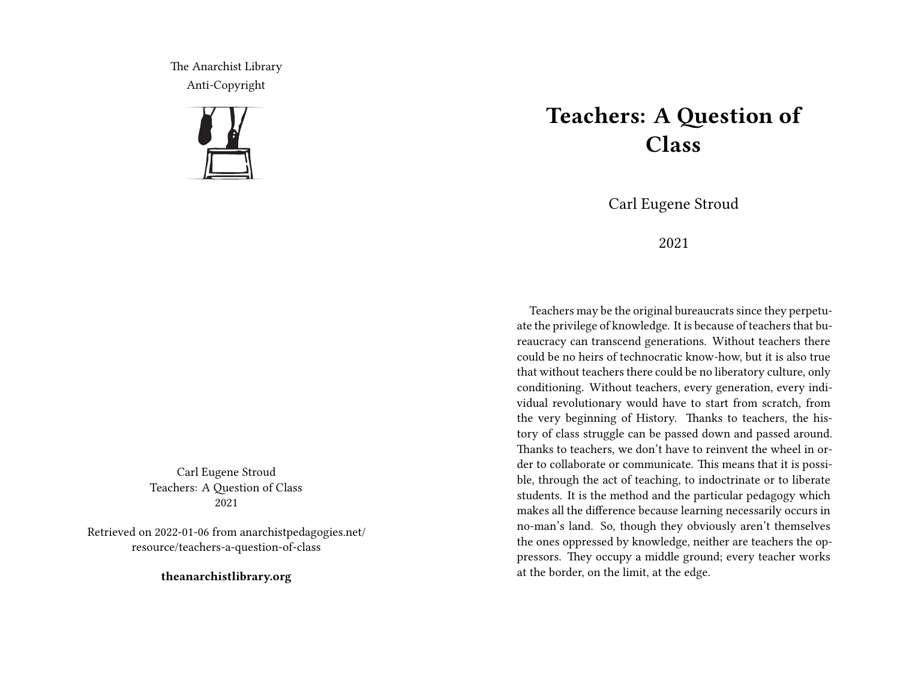The Anarchist Library
Anti-Copyright

Carl Eugene Stroud
Teachers: A Question of Class
2021

Retrieved on 2022-01-06 from anarchistpedagogies.net/resource/teachers-a-question-of-class

**theanarchistlibrary.org**

# Teachers: A Question of Class

Carl Eugene Stroud

2021

Teachers may be the original bureaucrats since they perpetuate the privilege of knowledge. It is because of teachers that bureaucracy can transcend generations. Without teachers there could be no heirs of technocratic know-how, but it is also true that without teachers there could be no liberatory culture, only conditioning. Without teachers, every generation, every individual revolutionary would have to start from scratch, from the very beginning of History. Thanks to teachers, the history of class struggle can be passed down and passed around. Thanks to teachers, we don't have to reinvent the wheel in order to collaborate or communicate. This means that it is possible, through the act of teaching, to indoctrinate or to liberate students. It is the method and the particular pedagogy which makes all the difference because learning necessarily occurs in no-man's land. So, though they obviously aren't themselves the ones oppressed by knowledge, neither are teachers the oppressors. They occupy a middle ground; every teacher works at the border, on the limit, at the edge.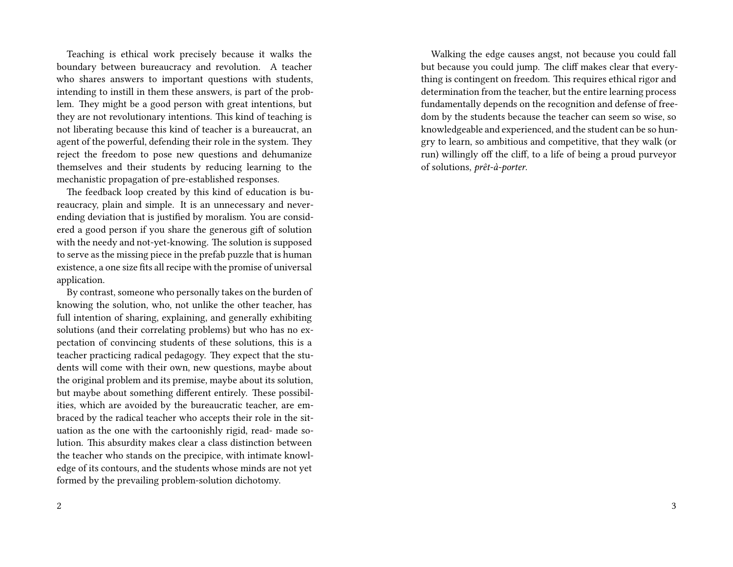Teaching is ethical work precisely because it walks the boundary between bureaucracy and revolution. A teacher who shares answers to important questions with students, intending to instill in them these answers, is part of the problem. They might be a good person with great intentions, but they are not revolutionary intentions. This kind of teaching is not liberating because this kind of teacher is a bureaucrat, an agent of the powerful, defending their role in the system. They reject the freedom to pose new questions and dehumanize themselves and their students by reducing learning to the mechanistic propagation of pre-established responses.

The feedback loop created by this kind of education is bureaucracy, plain and simple. It is an unnecessary and never-ending deviation that is justified by moralism. You are considered a good person if you share the generous gift of solution with the needy and not-yet-knowing. The solution is supposed to serve as the missing piece in the prefab puzzle that is human existence, a one size fits all recipe with the promise of universal application.

By contrast, someone who personally takes on the burden of knowing the solution, who, not unlike the other teacher, has full intention of sharing, explaining, and generally exhibiting solutions (and their correlating problems) but who has no expectation of convincing students of these solutions, this is a teacher practicing radical pedagogy. They expect that the students will come with their own, new questions, maybe about the original problem and its premise, maybe about its solution, but maybe about something different entirely. These possibilities, which are avoided by the bureaucratic teacher, are embraced by the radical teacher who accepts their role in the situation as the one with the cartoonishly rigid, read- made solution. This absurdity makes clear a class distinction between the teacher who stands on the precipice, with intimate knowledge of its contours, and the students whose minds are not yet formed by the prevailing problem-solution dichotomy.

Walking the edge causes angst, not because you could fall but because you could jump. The cliff makes clear that everything is contingent on freedom. This requires ethical rigor and determination from the teacher, but the entire learning process fundamentally depends on the recognition and defense of freedom by the students because the teacher can seem so wise, so knowledgeable and experienced, and the student can be so hungry to learn, so ambitious and competitive, that they walk (or run) willingly off the cliff, to a life of being a proud purveyor of solutions, *prêt-à-porter*.